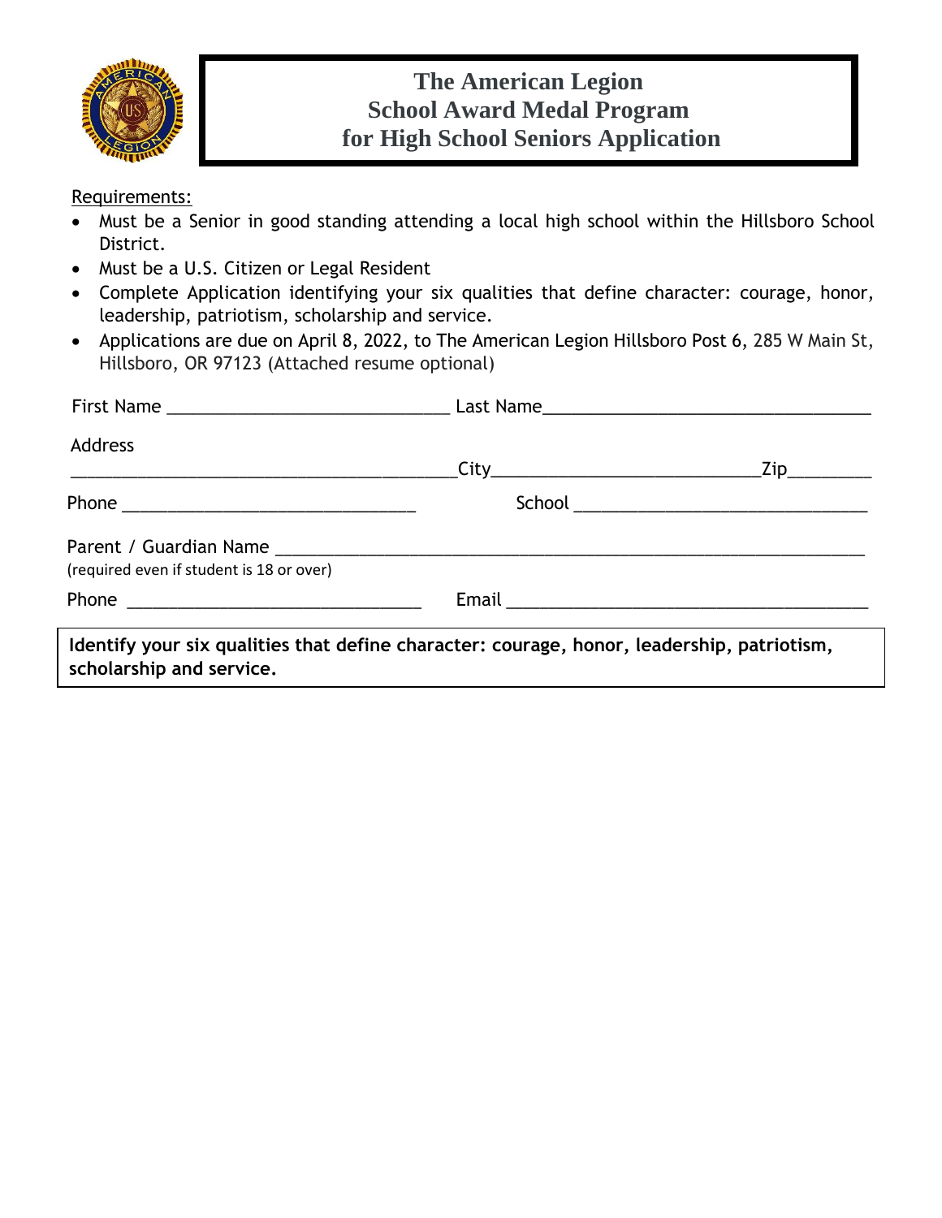# The American Legion
# School Award Medal Program
# for High School Seniors Application

Requirements:

- Must be a Senior in good standing attending a local high school within the Hillsboro School District.
- Must be a U.S. Citizen or Legal Resident
- Complete Application identifying your six qualities that define character: courage, honor, leadership, patriotism, scholarship and service.
- Applications are due on April 8, 2022, to The American Legion Hillsboro Post 6, 285 W Main St, Hillsboro, OR 97123 (Attached resume optional)

First Name ______________________________ Last Name___________________________________

Address
_________________________________________City____________________________Zip_________

Phone _______________________________ School _______________________________

Parent / Guardian Name ______________________________________________________________
(required even if student is 18 or over)

Phone _______________________________ Email ______________________________________

**Identify your six qualities that define character: courage, honor, leadership, patriotism, scholarship and service.**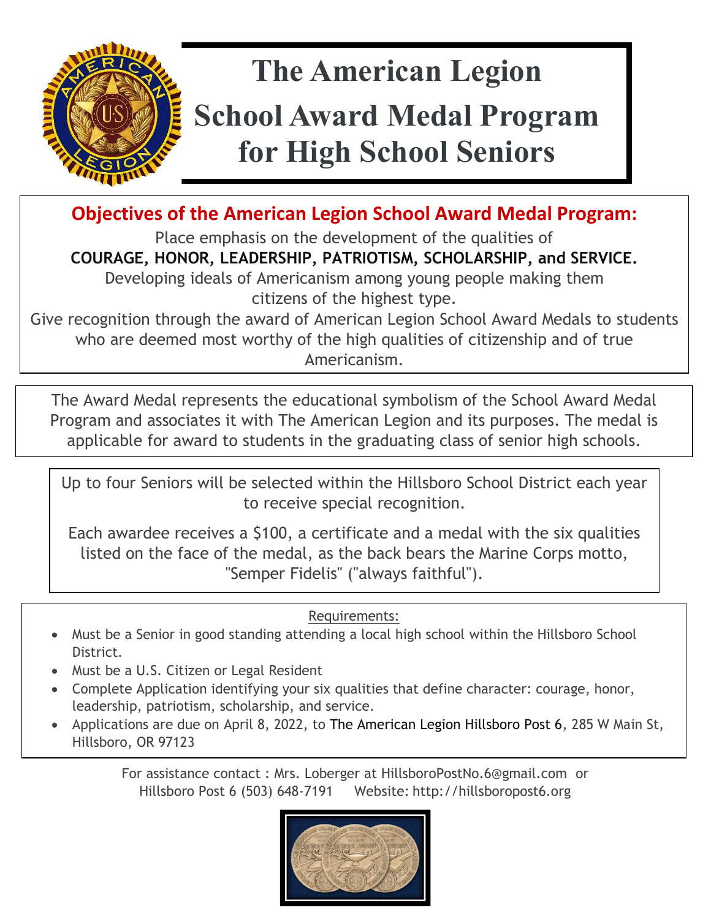# The American Legion School Award Medal Program for High School Seniors

## Objectives of the American Legion School Award Medal Program:

Place emphasis on the development of the qualities of
**COURAGE, HONOR, LEADERSHIP, PATRIOTISM, SCHOLARSHIP, and SERVICE.**
Developing ideals of Americanism among young people making them citizens of the highest type.
Give recognition through the award of American Legion School Award Medals to students who are deemed most worthy of the high qualities of citizenship and of true Americanism.

The Award Medal represents the educational symbolism of the School Award Medal Program and associates it with The American Legion and its purposes. The medal is applicable for award to students in the graduating class of senior high schools.

Up to four Seniors will be selected within the Hillsboro School District each year to receive special recognition.

Each awardee receives a $100, a certificate and a medal with the six qualities listed on the face of the medal, as the back bears the Marine Corps motto, "Semper Fidelis" ("always faithful").

Requirements:

- Must be a Senior in good standing attending a local high school within the Hillsboro School District.
- Must be a U.S. Citizen or Legal Resident
- Complete Application identifying your six qualities that define character: courage, honor, leadership, patriotism, scholarship, and service.
- Applications are due on April 8, 2022, to The American Legion Hillsboro Post 6, 285 W Main St, Hillsboro, OR 97123

For assistance contact : Mrs. Loberger at HillsboroPostNo.6@gmail.com or
Hillsboro Post 6 (503) 648-7191 Website: http://hillsboropost6.org